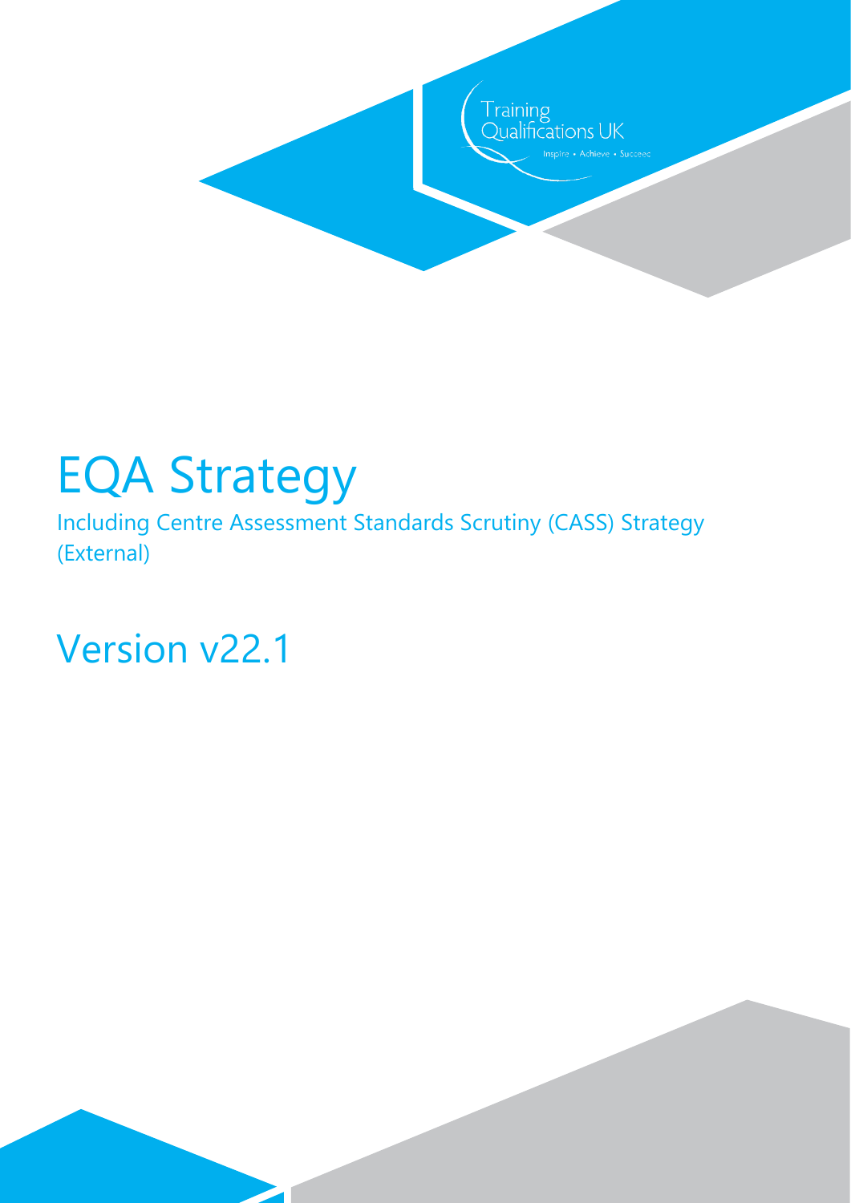Training Qualifications UK

Inspire • Achieve • Succeed

# EQA Strategy

Including Centre Assessment Standards Scrutiny (CASS) Strategy (External)

## Version v22.1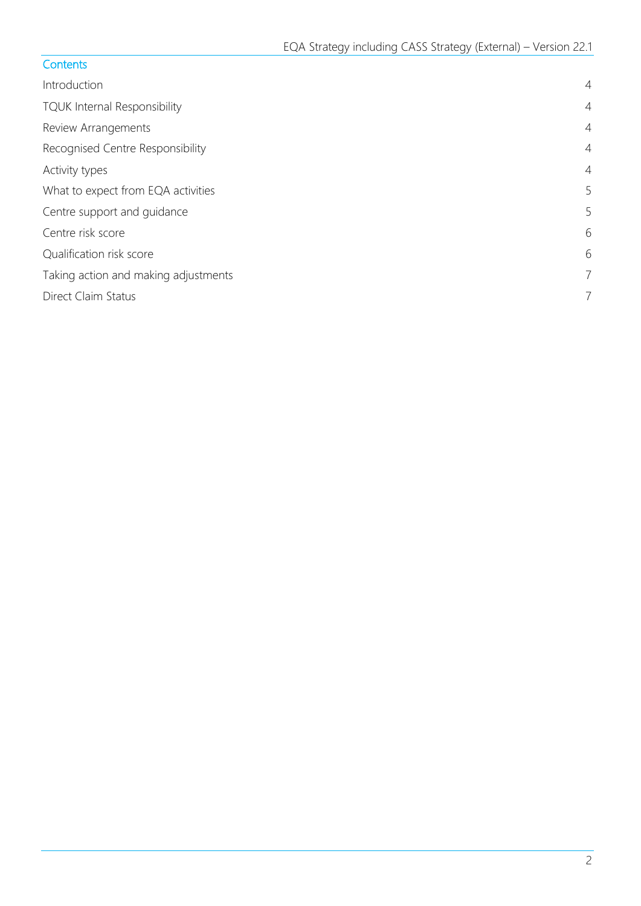## Contents

| | |
|---|---|
| Introduction | 4 |
| TQUK Internal Responsibility | 4 |
| Review Arrangements | 4 |
| Recognised Centre Responsibility | 4 |
| Activity types | 4 |
| What to expect from EQA activities | 5 |
| Centre support and guidance | 5 |
| Centre risk score | 6 |
| Qualification risk score | 6 |
| Taking action and making adjustments | 7 |
| Direct Claim Status | 7 |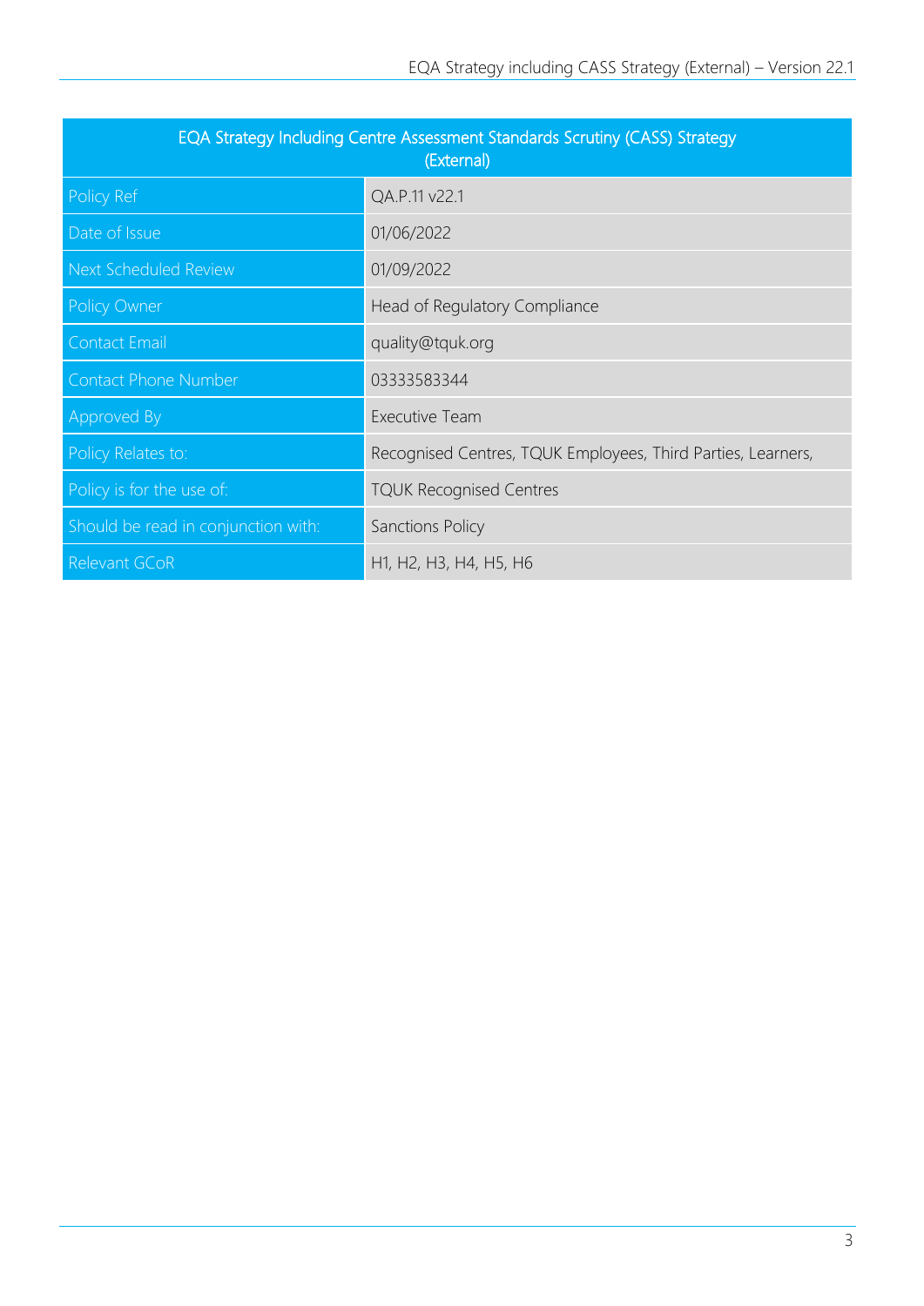| EQA Strategy Including Centre Assessment Standards Scrutiny (CASS) Strategy (External) | |
|---|---|
| Policy Ref | QA.P.11 v22.1 |
| Date of Issue | 01/06/2022 |
| Next Scheduled Review | 01/09/2022 |
| Policy Owner | Head of Regulatory Compliance |
| Contact Email | quality@tquk.org |
| Contact Phone Number | 03333583344 |
| Approved By | Executive Team |
| Policy Relates to: | Recognised Centres, TQUK Employees, Third Parties, Learners, |
| Policy is for the use of: | TQUK Recognised Centres |
| Should be read in conjunction with: | Sanctions Policy |
| Relevant GCoR | H1, H2, H3, H4, H5, H6 |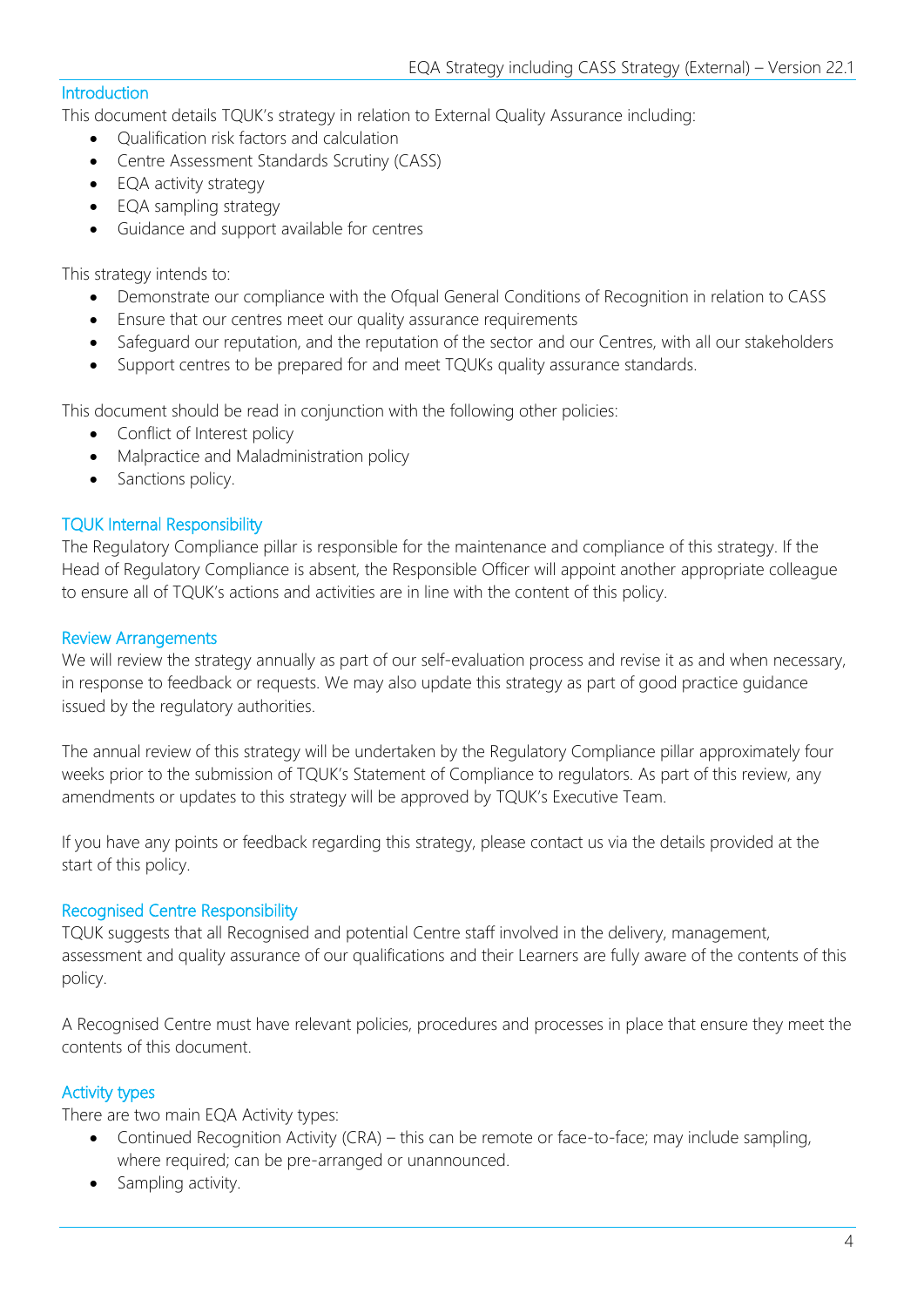## Introduction

This document details TQUK's strategy in relation to External Quality Assurance including:

- Qualification risk factors and calculation
- Centre Assessment Standards Scrutiny (CASS)
- EQA activity strategy
- EQA sampling strategy
- Guidance and support available for centres

This strategy intends to:

- Demonstrate our compliance with the Ofqual General Conditions of Recognition in relation to CASS
- Ensure that our centres meet our quality assurance requirements
- Safeguard our reputation, and the reputation of the sector and our Centres, with all our stakeholders
- Support centres to be prepared for and meet TQUKs quality assurance standards.

This document should be read in conjunction with the following other policies:

- Conflict of Interest policy
- Malpractice and Maladministration policy
- Sanctions policy.

## TQUK Internal Responsibility

The Regulatory Compliance pillar is responsible for the maintenance and compliance of this strategy. If the Head of Regulatory Compliance is absent, the Responsible Officer will appoint another appropriate colleague to ensure all of TQUK's actions and activities are in line with the content of this policy.

## Review Arrangements

We will review the strategy annually as part of our self-evaluation process and revise it as and when necessary, in response to feedback or requests. We may also update this strategy as part of good practice guidance issued by the regulatory authorities.

The annual review of this strategy will be undertaken by the Regulatory Compliance pillar approximately four weeks prior to the submission of TQUK's Statement of Compliance to regulators. As part of this review, any amendments or updates to this strategy will be approved by TQUK's Executive Team.

If you have any points or feedback regarding this strategy, please contact us via the details provided at the start of this policy.

## Recognised Centre Responsibility

TQUK suggests that all Recognised and potential Centre staff involved in the delivery, management, assessment and quality assurance of our qualifications and their Learners are fully aware of the contents of this policy.

A Recognised Centre must have relevant policies, procedures and processes in place that ensure they meet the contents of this document.

## Activity types

There are two main EQA Activity types:

- Continued Recognition Activity (CRA) – this can be remote or face-to-face; may include sampling, where required; can be pre-arranged or unannounced.
- Sampling activity.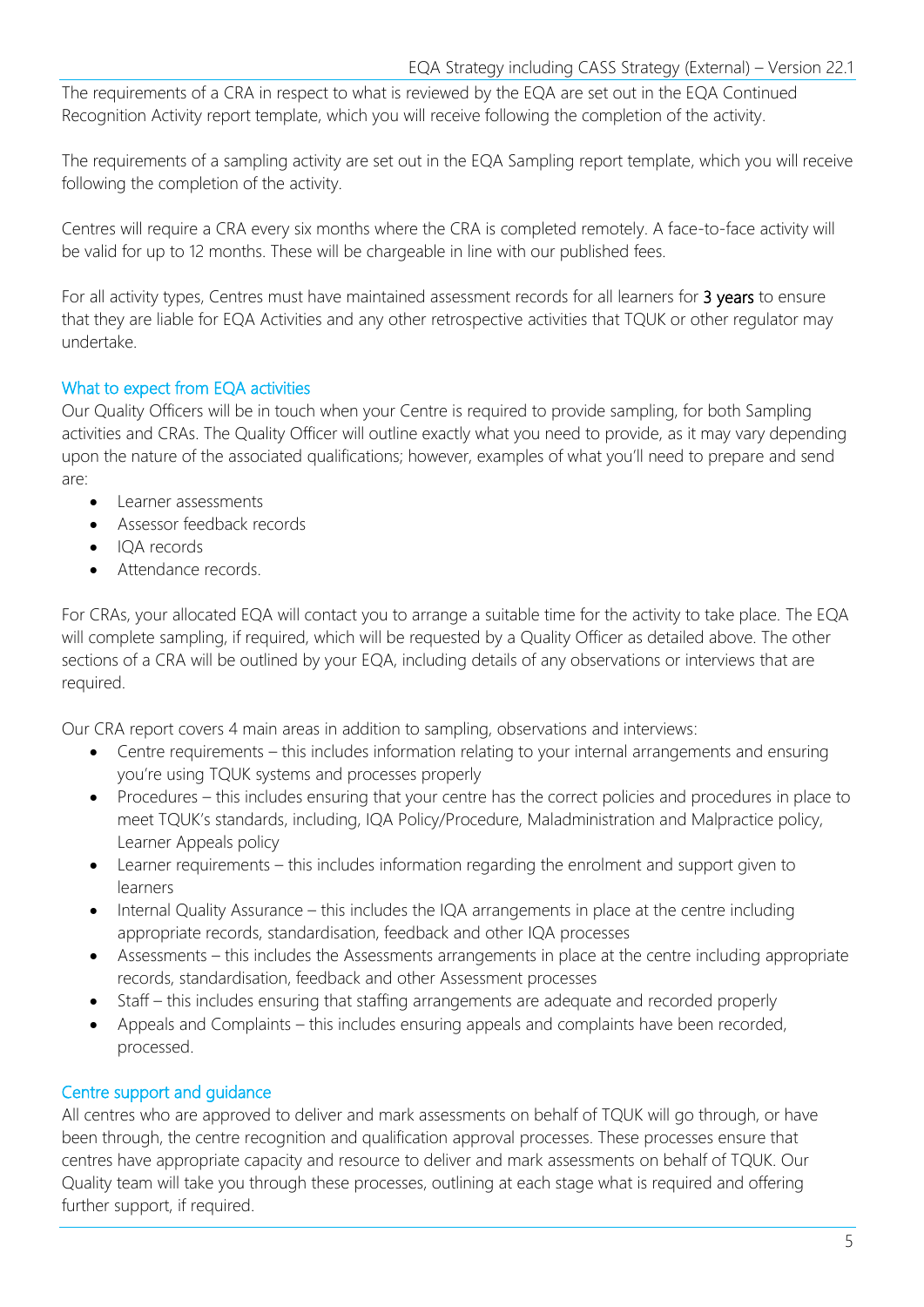The requirements of a CRA in respect to what is reviewed by the EQA are set out in the EQA Continued Recognition Activity report template, which you will receive following the completion of the activity.

The requirements of a sampling activity are set out in the EQA Sampling report template, which you will receive following the completion of the activity.

Centres will require a CRA every six months where the CRA is completed remotely. A face-to-face activity will be valid for up to 12 months. These will be chargeable in line with our published fees.

For all activity types, Centres must have maintained assessment records for all learners for 3 years to ensure that they are liable for EQA Activities and any other retrospective activities that TQUK or other regulator may undertake.

## What to expect from EQA activities

Our Quality Officers will be in touch when your Centre is required to provide sampling, for both Sampling activities and CRAs. The Quality Officer will outline exactly what you need to provide, as it may vary depending upon the nature of the associated qualifications; however, examples of what you'll need to prepare and send are:

- Learner assessments
- Assessor feedback records
- IQA records
- Attendance records.

For CRAs, your allocated EQA will contact you to arrange a suitable time for the activity to take place. The EQA will complete sampling, if required, which will be requested by a Quality Officer as detailed above. The other sections of a CRA will be outlined by your EQA, including details of any observations or interviews that are required.

Our CRA report covers 4 main areas in addition to sampling, observations and interviews:

- Centre requirements – this includes information relating to your internal arrangements and ensuring you're using TQUK systems and processes properly
- Procedures – this includes ensuring that your centre has the correct policies and procedures in place to meet TQUK's standards, including, IQA Policy/Procedure, Maladministration and Malpractice policy, Learner Appeals policy
- Learner requirements – this includes information regarding the enrolment and support given to learners
- Internal Quality Assurance – this includes the IQA arrangements in place at the centre including appropriate records, standardisation, feedback and other IQA processes
- Assessments – this includes the Assessments arrangements in place at the centre including appropriate records, standardisation, feedback and other Assessment processes
- Staff – this includes ensuring that staffing arrangements are adequate and recorded properly
- Appeals and Complaints – this includes ensuring appeals and complaints have been recorded, processed.

## Centre support and guidance

All centres who are approved to deliver and mark assessments on behalf of TQUK will go through, or have been through, the centre recognition and qualification approval processes. These processes ensure that centres have appropriate capacity and resource to deliver and mark assessments on behalf of TQUK. Our Quality team will take you through these processes, outlining at each stage what is required and offering further support, if required.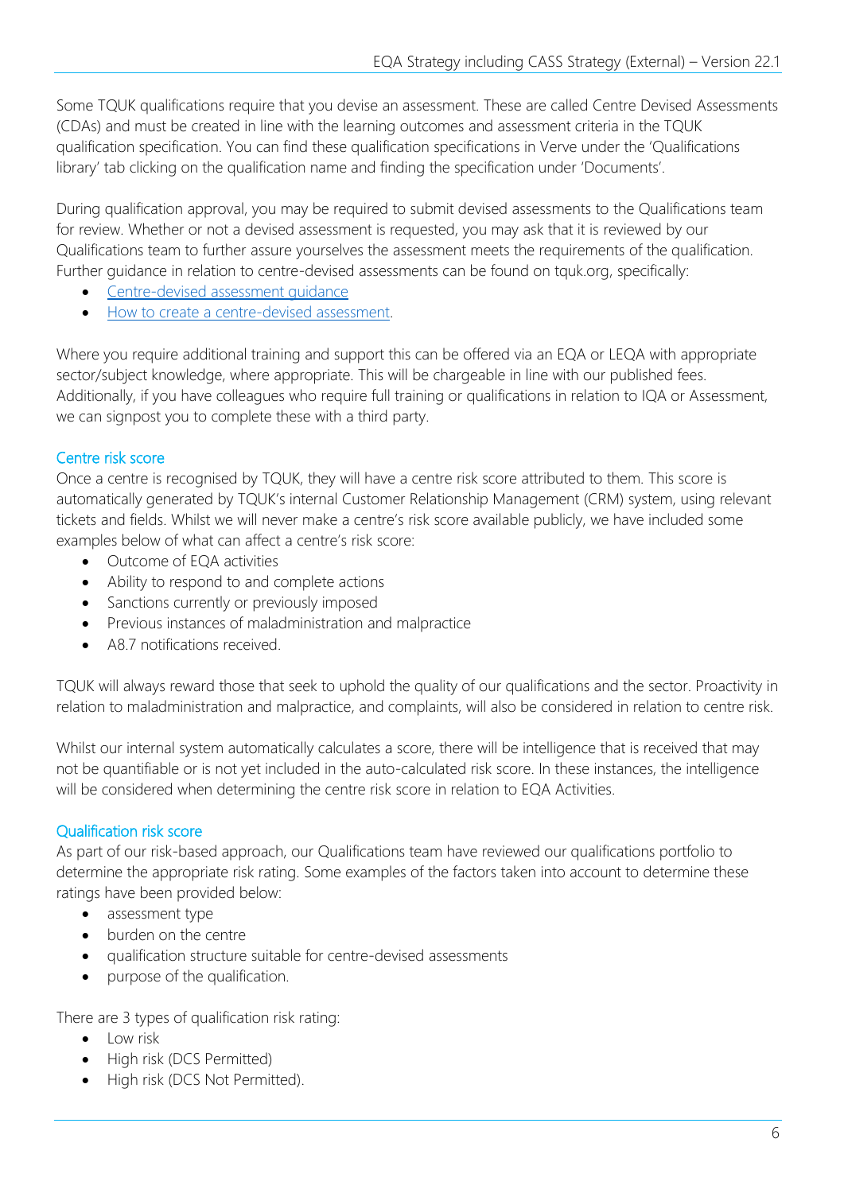Some TQUK qualifications require that you devise an assessment. These are called Centre Devised Assessments (CDAs) and must be created in line with the learning outcomes and assessment criteria in the TQUK qualification specification. You can find these qualification specifications in Verve under the 'Qualifications library' tab clicking on the qualification name and finding the specification under 'Documents'.

During qualification approval, you may be required to submit devised assessments to the Qualifications team for review. Whether or not a devised assessment is requested, you may ask that it is reviewed by our Qualifications team to further assure yourselves the assessment meets the requirements of the qualification. Further guidance in relation to centre-devised assessments can be found on tquk.org, specifically:

- Centre-devised assessment guidance
- How to create a centre-devised assessment.

Where you require additional training and support this can be offered via an EQA or LEQA with appropriate sector/subject knowledge, where appropriate. This will be chargeable in line with our published fees. Additionally, if you have colleagues who require full training or qualifications in relation to IQA or Assessment, we can signpost you to complete these with a third party.

## Centre risk score

Once a centre is recognised by TQUK, they will have a centre risk score attributed to them. This score is automatically generated by TQUK's internal Customer Relationship Management (CRM) system, using relevant tickets and fields. Whilst we will never make a centre's risk score available publicly, we have included some examples below of what can affect a centre's risk score:

- Outcome of EQA activities
- Ability to respond to and complete actions
- Sanctions currently or previously imposed
- Previous instances of maladministration and malpractice
- A8.7 notifications received.

TQUK will always reward those that seek to uphold the quality of our qualifications and the sector. Proactivity in relation to maladministration and malpractice, and complaints, will also be considered in relation to centre risk.

Whilst our internal system automatically calculates a score, there will be intelligence that is received that may not be quantifiable or is not yet included in the auto-calculated risk score. In these instances, the intelligence will be considered when determining the centre risk score in relation to EQA Activities.

## Qualification risk score

As part of our risk-based approach, our Qualifications team have reviewed our qualifications portfolio to determine the appropriate risk rating. Some examples of the factors taken into account to determine these ratings have been provided below:

- assessment type
- burden on the centre
- qualification structure suitable for centre-devised assessments
- purpose of the qualification.

There are 3 types of qualification risk rating:

- Low risk
- High risk (DCS Permitted)
- High risk (DCS Not Permitted).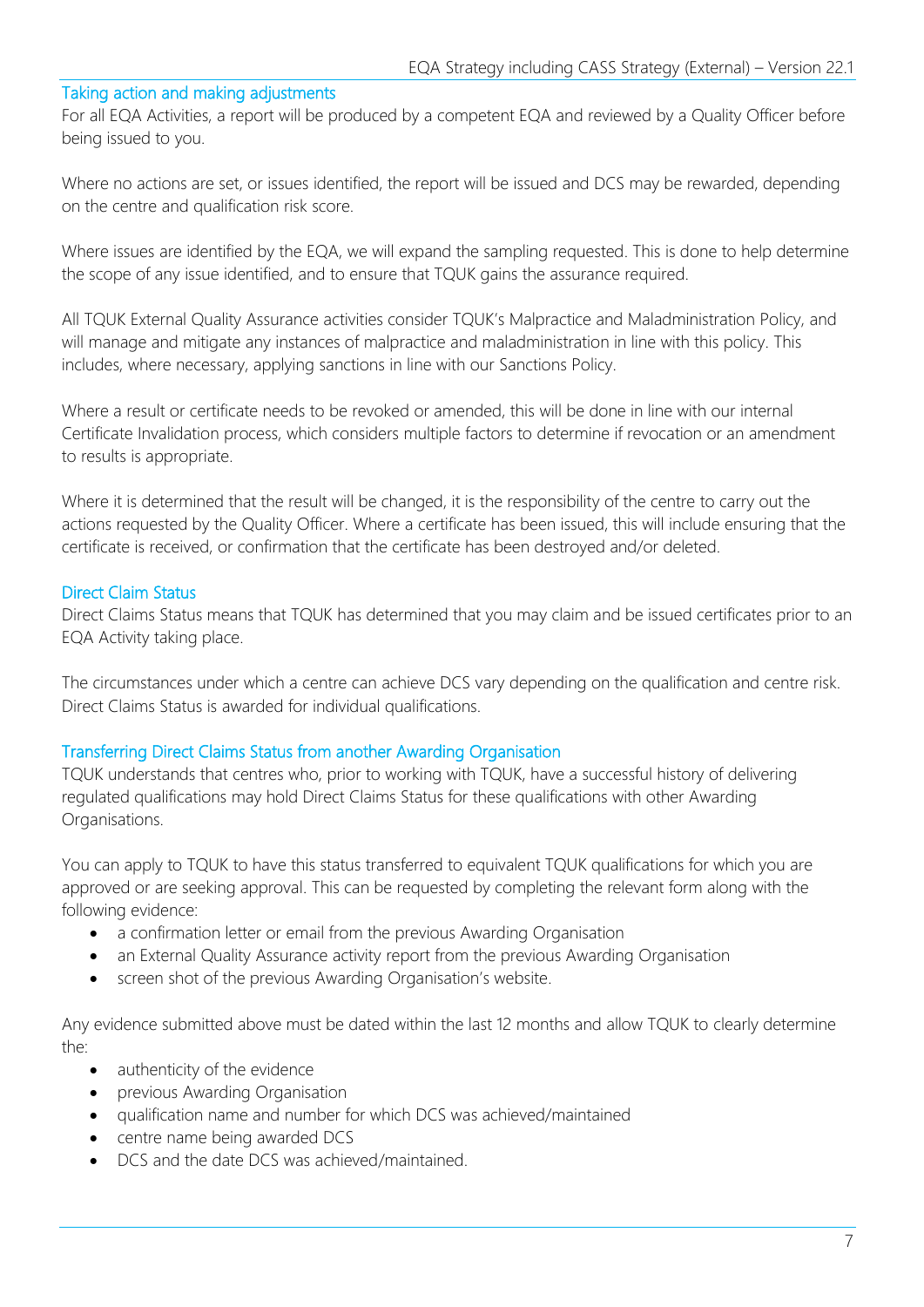## Taking action and making adjustments

For all EQA Activities, a report will be produced by a competent EQA and reviewed by a Quality Officer before being issued to you.

Where no actions are set, or issues identified, the report will be issued and DCS may be rewarded, depending on the centre and qualification risk score.

Where issues are identified by the EQA, we will expand the sampling requested. This is done to help determine the scope of any issue identified, and to ensure that TQUK gains the assurance required.

All TQUK External Quality Assurance activities consider TQUK's Malpractice and Maladministration Policy, and will manage and mitigate any instances of malpractice and maladministration in line with this policy. This includes, where necessary, applying sanctions in line with our Sanctions Policy.

Where a result or certificate needs to be revoked or amended, this will be done in line with our internal Certificate Invalidation process, which considers multiple factors to determine if revocation or an amendment to results is appropriate.

Where it is determined that the result will be changed, it is the responsibility of the centre to carry out the actions requested by the Quality Officer. Where a certificate has been issued, this will include ensuring that the certificate is received, or confirmation that the certificate has been destroyed and/or deleted.

## Direct Claim Status

Direct Claims Status means that TQUK has determined that you may claim and be issued certificates prior to an EQA Activity taking place.

The circumstances under which a centre can achieve DCS vary depending on the qualification and centre risk. Direct Claims Status is awarded for individual qualifications.

## Transferring Direct Claims Status from another Awarding Organisation

TQUK understands that centres who, prior to working with TQUK, have a successful history of delivering regulated qualifications may hold Direct Claims Status for these qualifications with other Awarding Organisations.

You can apply to TQUK to have this status transferred to equivalent TQUK qualifications for which you are approved or are seeking approval. This can be requested by completing the relevant form along with the following evidence:

- a confirmation letter or email from the previous Awarding Organisation
- an External Quality Assurance activity report from the previous Awarding Organisation
- screen shot of the previous Awarding Organisation's website.

Any evidence submitted above must be dated within the last 12 months and allow TQUK to clearly determine the:

- authenticity of the evidence
- previous Awarding Organisation
- qualification name and number for which DCS was achieved/maintained
- centre name being awarded DCS
- DCS and the date DCS was achieved/maintained.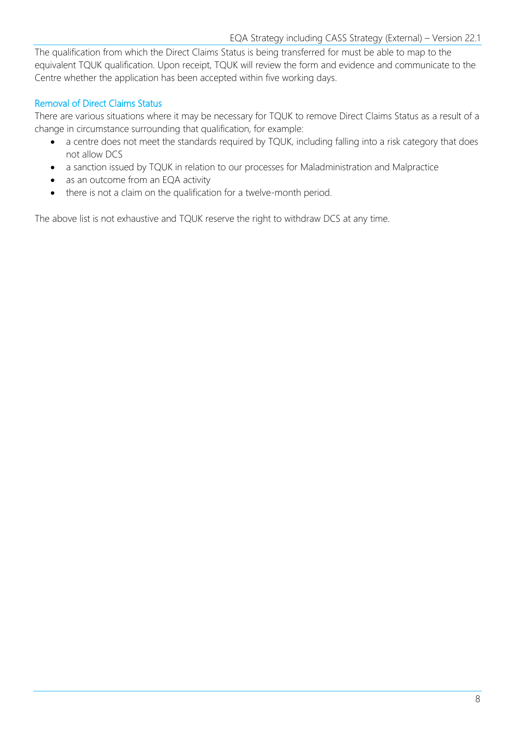The qualification from which the Direct Claims Status is being transferred for must be able to map to the equivalent TQUK qualification. Upon receipt, TQUK will review the form and evidence and communicate to the Centre whether the application has been accepted within five working days.

### Removal of Direct Claims Status

There are various situations where it may be necessary for TQUK to remove Direct Claims Status as a result of a change in circumstance surrounding that qualification, for example:

- a centre does not meet the standards required by TQUK, including falling into a risk category that does not allow DCS
- a sanction issued by TQUK in relation to our processes for Maladministration and Malpractice
- as an outcome from an EQA activity
- there is not a claim on the qualification for a twelve-month period.

The above list is not exhaustive and TQUK reserve the right to withdraw DCS at any time.